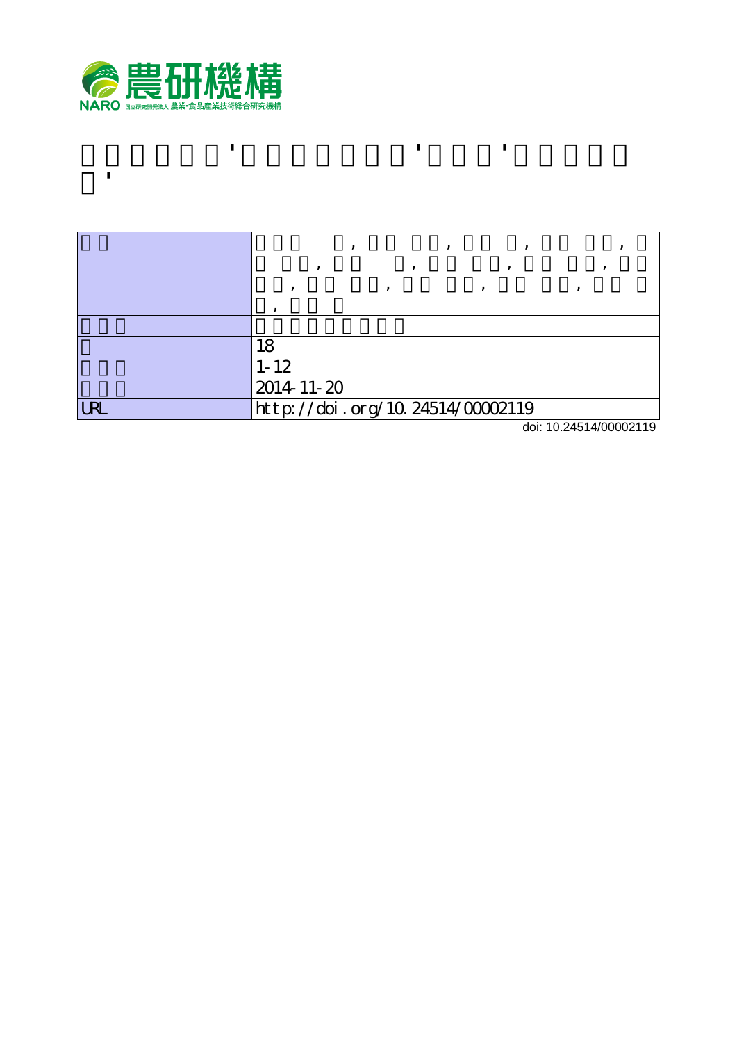農研機構

NARO 国立研究開発法人 農業・食品産業技術総合研究機構

| | |
|---|---|
| | |
| | |
| | 18 |
| | 1-12 |
| | 2014-11-20 |
| URL | http://doi.org/10.24514/00002119 |

doi: 10.24514/00002119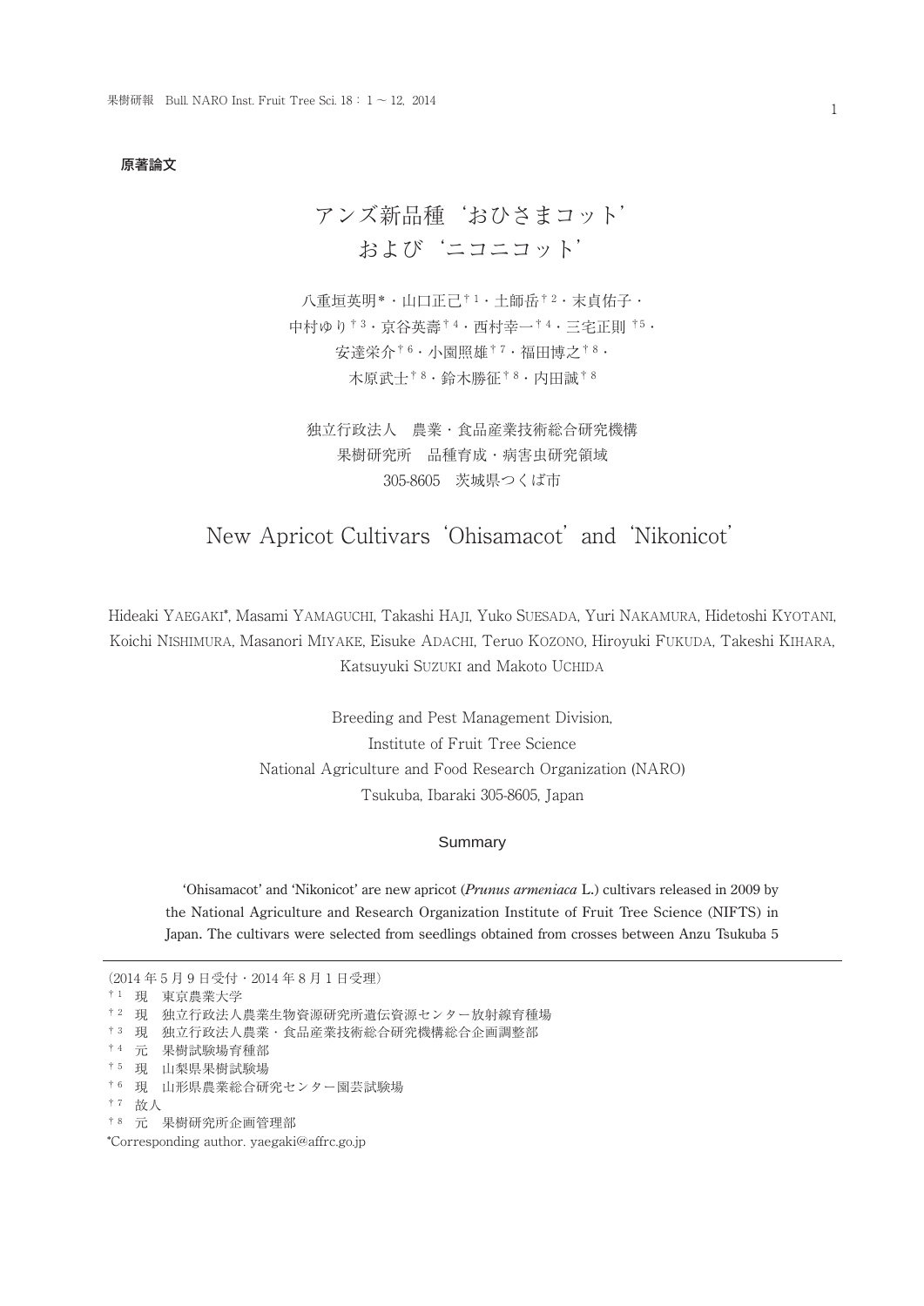**原著論文**

# アンズ新品種‘おひさまコット’および‘ニコニコット’

八重垣英明*・山口正己[†1]・土師岳[†2]・末貞佑子・中村ゆり[†3]・京谷英壽[†4]・西村幸一[†4]・三宅正則[†5]・安達栄介[†6]・小園照雄[†7]・福田博之[†8]・木原武士[†8]・鈴木勝征[†8]・内田誠[†8]

独立行政法人　農業・食品産業技術総合研究機構
果樹研究所　品種育成・病害虫研究領域
305-8605　茨城県つくば市

# New Apricot Cultivars ‘Ohisamacot’ and ‘Nikonicot’

Hideaki Yaegaki*, Masami Yamaguchi, Takashi Haji, Yuko Suesada, Yuri Nakamura, Hidetoshi Kyotani, Koichi Nishimura, Masanori Miyake, Eisuke Adachi, Teruo Kozono, Hiroyuki Fukuda, Takeshi Kihara, Katsuyuki Suzuki and Makoto Uchida

Breeding and Pest Management Division,
Institute of Fruit Tree Science
National Agriculture and Food Research Organization (NARO)
Tsukuba, Ibaraki 305-8605, Japan

## Summary

‘Ohisamacot’ and ‘Nikonicot’ are new apricot (*Prunus armeniaca* L.) cultivars released in 2009 by the National Agriculture and Research Organization Institute of Fruit Tree Science (NIFTS) in Japan. The cultivars were selected from seedlings obtained from crosses between Anzu Tsukuba 5

---

（2014 年 5 月 9 日受付・2014 年 8 月 1 日受理）

[†1] 現　東京農業大学
[†2] 現　独立行政法人農業生物資源研究所遺伝資源センター放射線育種場
[†3] 現　独立行政法人農業・食品産業技術総合研究機構総合企画調整部
[†4] 元　果樹試験場育種部
[†5] 現　山梨県果樹試験場
[†6] 現　山形県農業総合研究センター園芸試験場
[†7] 故人
[†8] 元　果樹研究所企画管理部

*Corresponding author. yaegaki@affrc.go.jp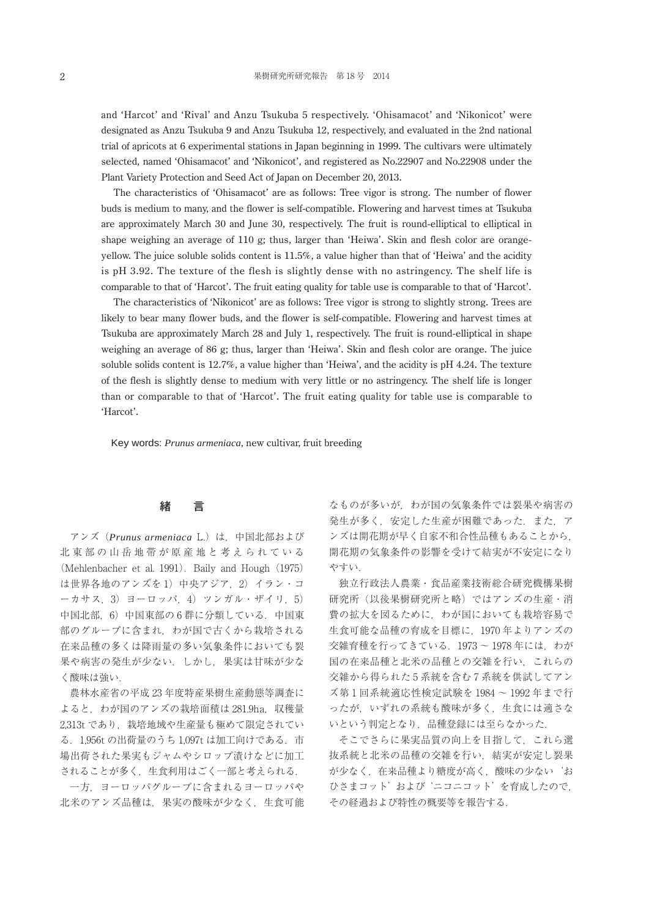and 'Harcot' and 'Rival' and Anzu Tsukuba 5 respectively. 'Ohisamacot' and 'Nikonicot' were designated as Anzu Tsukuba 9 and Anzu Tsukuba 12, respectively, and evaluated in the 2nd national trial of apricots at 6 experimental stations in Japan beginning in 1999. The cultivars were ultimately selected, named 'Ohisamacot' and 'Nikonicot', and registered as No.22907 and No.22908 under the Plant Variety Protection and Seed Act of Japan on December 20, 2013.

The characteristics of 'Ohisamacot' are as follows: Tree vigor is strong. The number of flower buds is medium to many, and the flower is self-compatible. Flowering and harvest times at Tsukuba are approximately March 30 and June 30, respectively. The fruit is round-elliptical to elliptical in shape weighing an average of 110 g; thus, larger than 'Heiwa'. Skin and flesh color are orange-yellow. The juice soluble solids content is 11.5%, a value higher than that of 'Heiwa' and the acidity is pH 3.92. The texture of the flesh is slightly dense with no astringency. The shelf life is comparable to that of 'Harcot'. The fruit eating quality for table use is comparable to that of 'Harcot'.

The characteristics of 'Nikonicot' are as follows: Tree vigor is strong to slightly strong. Trees are likely to bear many flower buds, and the flower is self-compatible. Flowering and harvest times at Tsukuba are approximately March 28 and July 1, respectively. The fruit is round-elliptical in shape weighing an average of 86 g; thus, larger than 'Heiwa'. Skin and flesh color are orange. The juice soluble solids content is 12.7%, a value higher than 'Heiwa', and the acidity is pH 4.24. The texture of the flesh is slightly dense to medium with very little or no astringency. The shelf life is longer than or comparable to that of 'Harcot'. The fruit eating quality for table use is comparable to 'Harcot'.

Key words: *Prunus armeniaca*, new cultivar, fruit breeding

## 緒　言

アンズ（*Prunus armeniaca* L.）は，中国北部および北東部の山岳地帯が原産地と考えられている（Mehlenbacher et al. 1991）．Baily and Hough（1975）は世界各地のアンズを1）中央アジア，2）イラン・コーカサス，3）ヨーロッパ，4）ツンガル・ザイリ，5）中国北部，6）中国東部の6群に分類している．中国東部のグループに含まれ，わが国で古くから栽培される在来品種の多くは降雨量の多い気象条件においても裂果や病害の発生が少ない．しかし，果実は甘味が少なく酸味は強い．

農林水産省の平成23年度特産果樹生産動態等調査によると，わが国のアンズの栽培面積は281.9ha，収穫量2,313tであり，栽培地域や生産量も極めて限定されている．1,956tの出荷量のうち1,097tは加工向けである．市場出荷された果実もジャムやシロップ漬けなどに加工されることが多く，生食利用はごく一部と考えられる．

一方，ヨーロッパグループに含まれるヨーロッパや北米のアンズ品種は，果実の酸味が少なく，生食可能なものが多いが，わが国の気象条件では裂果や病害の発生が多く，安定した生産が困難であった．また，アンズは開花期が早く自家不和合性品種もあることから，開花期の気象条件の影響を受けて結実が不安定になりやすい．

独立行政法人農業・食品産業技術総合研究機構果樹研究所（以後果樹研究所と略）ではアンズの生産・消費の拡大を図るために，わが国においても栽培容易で生食可能な品種の育成を目標に，1970年よりアンズの交雑育種を行ってきている．1973～1978年には，わが国の在来品種と北米の品種との交雑を行い，これらの交雑から得られた5系統を含む7系統を供試してアンズ第1回系統適応性検定試験を1984～1992年まで行ったが，いずれの系統も酸味が多く，生食には適さないという判定となり，品種登録には至らなかった．

そこでさらに果実品質の向上を目指して，これら選抜系統と北米の品種の交雑を行い，結実が安定し裂果が少なく，在来品種より糖度が高く，酸味の少ない‘おひさまコット’および‘ニコニコット’を育成したので，その経過および特性の概要等を報告する．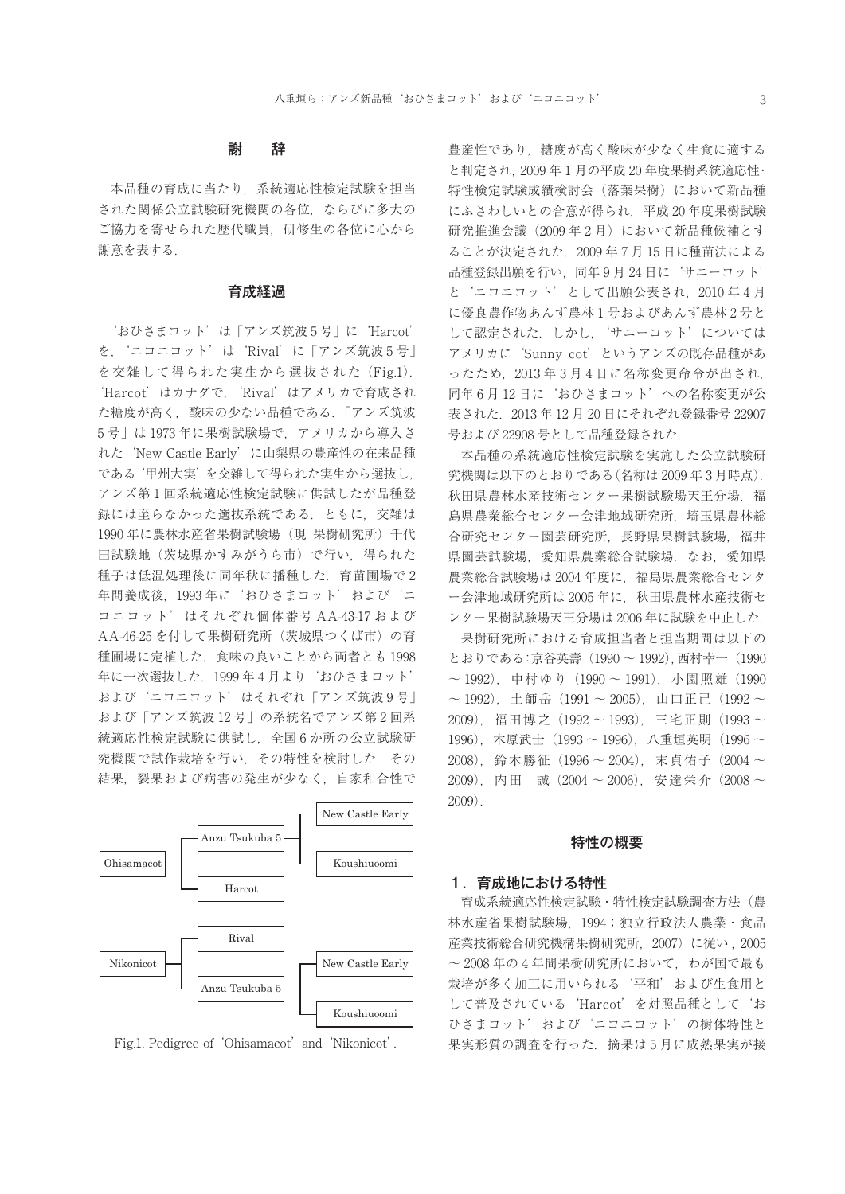## 謝　辞

本品種の育成に当たり，系統適応性検定試験を担当された関係公立試験研究機関の各位，ならびに多大のご協力を寄せられた歴代職員，研修生の各位に心から謝意を表する．

## 育成経過

'おひさまコット'は「アンズ筑波5号」に'Harcot'を，'ニコニコット'は'Rival'に「アンズ筑波5号」を交雑して得られた実生から選抜された（Fig.1）．'Harcot'はカナダで，'Rival'はアメリカで育成された糖度が高く，酸味の少ない品種である．「アンズ筑波5号」は1973年に果樹試験場で，アメリカから導入された'New Castle Early'に山梨県の豊産性の在来品種である'甲州大実'を交雑して得られた実生から選抜し，アンズ第1回系統適応性検定試験に供試したが品種登録には至らなかった選抜系統である．ともに，交雑は1990年に農林水産省果樹試験場（現 果樹研究所）千代田試験地（茨城県かすみがうら市）で行い，得られた種子は低温処理後に同年秋に播種した．育苗圃場で2年間養成後，1993年に'おひさまコット'および'ニコニコット'はそれぞれ個体番号AA-43-17およびAA-46-25を付して果樹研究所（茨城県つくば市）の育種圃場に定植した．食味の良いことから両者とも1998年に一次選抜した．1999年4月より'おひさまコット'および'ニコニコット'はそれぞれ「アンズ筑波9号」および「アンズ筑波12号」の系統名でアンズ第2回系統適応性検定試験に供試し，全国6か所の公立試験研究機関で試作栽培を行い，その特性を検討した．その結果，裂果および病害の発生が少なく，自家和合性で豊産性であり，糖度が高く酸味が少なく生食に適すると判定され，2009年1月の平成20年度果樹系統適応性・特性検定試験成績検討会（落葉果樹）において新品種にふさわしいとの合意が得られ，平成20年度果樹試験研究推進会議（2009年2月）において新品種候補とすることが決定された．2009年7月15日に種苗法による品種登録出願を行い，同年9月24日に'サニーコット'と'ニコニコット'として出願公表され，2010年4月に優良農作物あんず農林1号およびあんず農林2号として認定された．しかし，'サニーコット'についてはアメリカに'Sunny cot'というアンズの既存品種があったため，2013年3月4日に名称変更命令が出され，同年6月12日に'おひさまコット'への名称変更が公表された．2013年12月20日にそれぞれ登録番号22907号および22908号として品種登録された．

Ohisamacot ← Anzu Tsukuba 5 (New Castle Early × Koushiuoomi) × Harcot

Nikonicot ← Rival × Anzu Tsukuba 5 (New Castle Early × Koushiuoomi)

Fig.1. Pedigree of 'Ohisamacot' and 'Nikonicot'.

本品種の系統適応性検定試験を実施した公立試験研究機関は以下のとおりである（名称は2009年3月時点）．秋田県農林水産技術センター果樹試験場天王分場，福島県農業総合センター会津地域研究所，埼玉県農林総合研究センター園芸研究所，長野県果樹試験場，福井県園芸試験場，愛知県農業総合試験場．なお，愛知県農業総合試験場は2004年度に，福島県農業総合センター会津地域研究所は2005年に，秋田県農林水産技術センター果樹試験場天王分場は2006年に試験を中止した．

果樹研究所における育成担当者と担当期間は以下のとおりである：京谷英壽（1990～1992），西村幸一（1990～1992），中村ゆり（1990～1991），小園照雄（1990～1992），土師岳（1991～2005），山口正己（1992～2009），福田博之（1992～1993），三宅正則（1993～1996），木原武士（1993～1996），八重垣英明（1996～2008），鈴木勝征（1996～2004），末貞佑子（2004～2009），内田　誠（2004～2006），安達栄介（2008～2009）．

## 特性の概要

### 1．育成地における特性

育成系統適応性検定試験・特性検定試験調査方法（農林水産省果樹試験場，1994；独立行政法人農業・食品産業技術総合研究機構果樹研究所，2007）に従い，2005～2008年の4年間果樹研究所において，わが国で最も栽培が多く加工に用いられる'平和'および生食用として普及されている'Harcot'を対照品種として'おひさまコット'および'ニコニコット'の樹体特性と果実形質の調査を行った．摘果は5月に成熟果実が接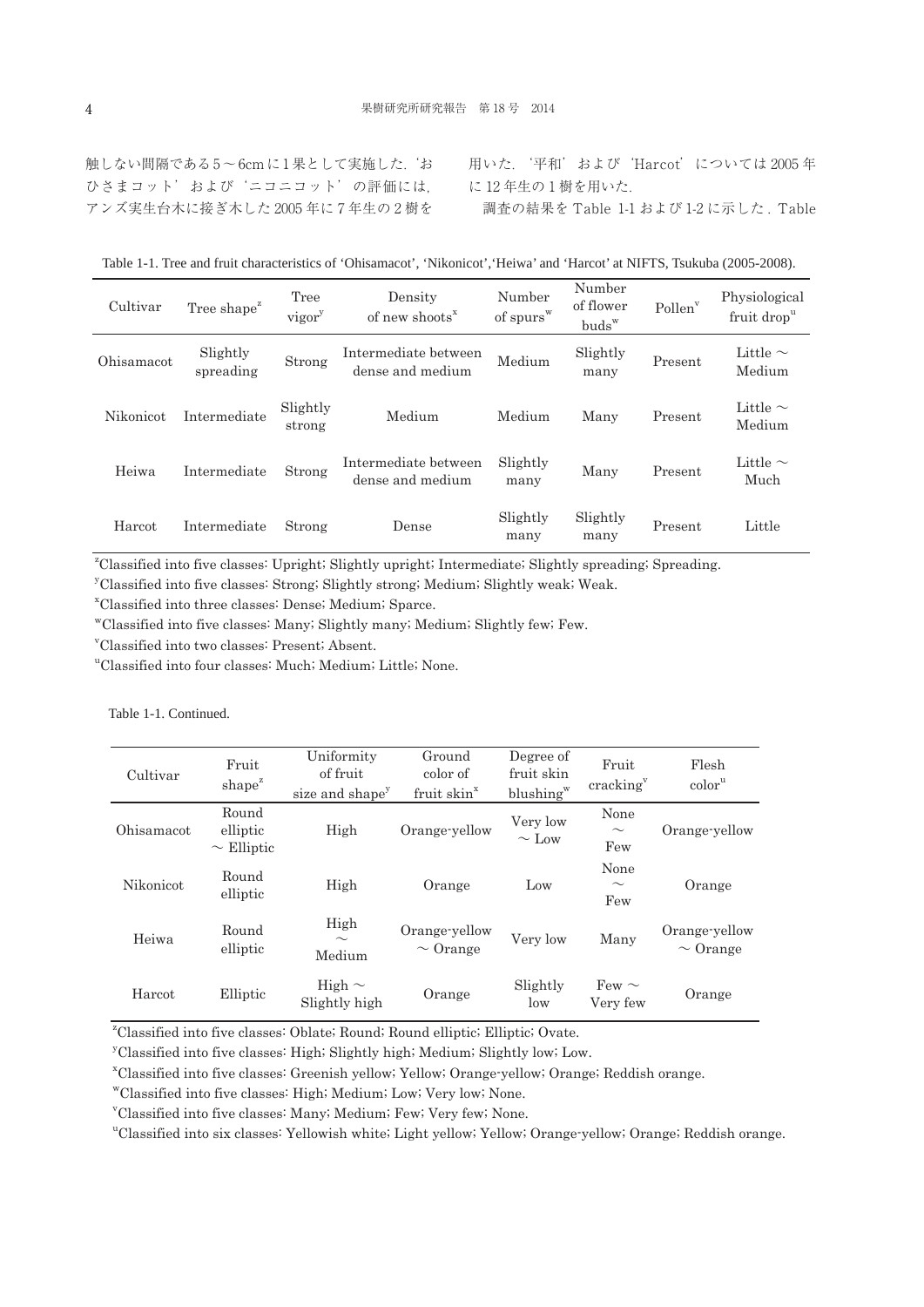触しない間隔である5～6cmに1果として実施した．'おひさまコット' および 'ニコニコット' の評価には，アンズ実生台木に接ぎ木した2005年に7年生の2樹を用いた．'平和' および 'Harcot' については2005年に12年生の1樹を用いた．

調査の結果をTable 1-1および1-2に示した．Table

Table 1-1. Tree and fruit characteristics of 'Ohisamacot', 'Nikonicot','Heiwa' and 'Harcot' at NIFTS, Tsukuba (2005-2008).

| Cultivar | Tree shape[z] | Tree vigor[y] | Density of new shoots[x] | Number of spurs[w] | Number of flower buds[w] | Pollen[v] | Physiological fruit drop[u] |
|---|---|---|---|---|---|---|---|
| Ohisamacot | Slightly spreading | Strong | Intermediate between dense and medium | Medium | Slightly many | Present | Little ～ Medium |
| Nikonicot | Intermediate | Slightly strong | Medium | Medium | Many | Present | Little ～ Medium |
| Heiwa | Intermediate | Strong | Intermediate between dense and medium | Slightly many | Many | Present | Little ～ Much |
| Harcot | Intermediate | Strong | Dense | Slightly many | Slightly many | Present | Little |

[z]Classified into five classes: Upright; Slightly upright; Intermediate; Slightly spreading; Spreading.
[y]Classified into five classes: Strong; Slightly strong; Medium; Slightly weak; Weak.
[x]Classified into three classes: Dense; Medium; Sparce.
[w]Classified into five classes: Many; Slightly many; Medium; Slightly few; Few.
[v]Classified into two classes: Present; Absent.
[u]Classified into four classes: Much; Medium; Little; None.

Table 1-1. Continued.

| Cultivar | Fruit shape[z] | Uniformity of fruit size and shape[y] | Ground color of fruit skin[x] | Degree of fruit skin blushing[w] | Fruit cracking[v] | Flesh color[u] |
|---|---|---|---|---|---|---|
| Ohisamacot | Round elliptic ～ Elliptic | High | Orange-yellow | Very low ～ Low | None ～ Few | Orange-yellow |
| Nikonicot | Round elliptic | High | Orange | Low | None ～ Few | Orange |
| Heiwa | Round elliptic | High ～ Medium | Orange-yellow ～ Orange | Very low | Many | Orange-yellow ～ Orange |
| Harcot | Elliptic | High ～ Slightly high | Orange | Slightly low | Few ～ Very few | Orange |

[z]Classified into five classes: Oblate; Round; Round elliptic; Elliptic; Ovate.
[y]Classified into five classes: High; Slightly high; Medium; Slightly low; Low.
[x]Classified into five classes: Greenish yellow; Yellow; Orange-yellow; Orange; Reddish orange.
[w]Classified into five classes: High; Medium; Low; Very low; None.
[v]Classified into five classes: Many; Medium; Few; Very few; None.
[u]Classified into six classes: Yellowish white; Light yellow; Yellow; Orange-yellow; Orange; Reddish orange.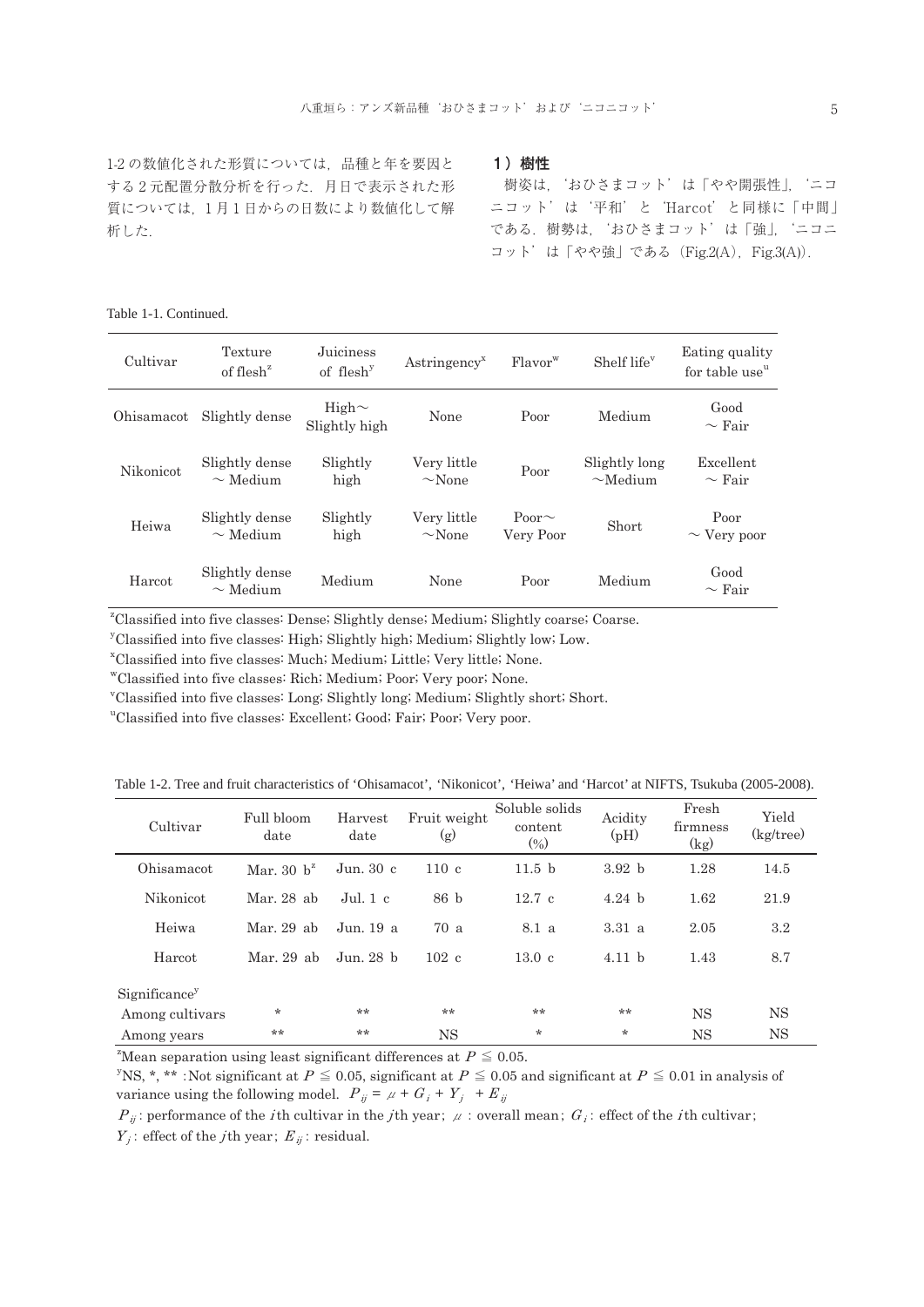1-2 の数値化された形質については，品種と年を要因とする 2 元配置分散分析を行った．月日で表示された形質については，1 月 1 日からの日数により数値化して解析した．

### 1）樹性

樹姿は，'おひさまコット' は「やや開張性」，'ニコニコット' は '平和' と 'Harcot' と同様に「中間」である．樹勢は，'おひさまコット' は「強」，'ニコニコット' は「やや強」である（Fig.2(A)，Fig.3(A)）．

Table 1-1. Continued.

| Cultivar | Texture of flesh[z] | Juiciness of flesh[y] | Astringency[x] | Flavor[w] | Shelf life[v] | Eating quality for table use[u] |
|---|---|---|---|---|---|---|
| Ohisamacot | Slightly dense | High～ Slightly high | None | Poor | Medium | Good ～ Fair |
| Nikonicot | Slightly dense ～ Medium | Slightly high | Very little ～None | Poor | Slightly long ～Medium | Excellent ～ Fair |
| Heiwa | Slightly dense ～ Medium | Slightly high | Very little ～None | Poor～ Very Poor | Short | Poor ～ Very poor |
| Harcot | Slightly dense ～ Medium | Medium | None | Poor | Medium | Good ～ Fair |

[z]Classified into five classes: Dense; Slightly dense; Medium; Slightly coarse; Coarse.
[y]Classified into five classes: High; Slightly high; Medium; Slightly low; Low.
[x]Classified into five classes: Much; Medium; Little; Very little; None.
[w]Classified into five classes: Rich; Medium; Poor; Very poor; None.
[v]Classified into five classes: Long; Slightly long; Medium; Slightly short; Short.
[u]Classified into five classes: Excellent; Good; Fair; Poor; Very poor.

Table 1-2. Tree and fruit characteristics of 'Ohisamacot', 'Nikonicot', 'Heiwa' and 'Harcot' at NIFTS, Tsukuba (2005-2008).

| Cultivar | Full bloom date | Harvest date | Fruit weight (g) | Soluble solids content (%) | Acidity (pH) | Fresh firmness (kg) | Yield (kg/tree) |
|---|---|---|---|---|---|---|---|
| Ohisamacot | Mar. 30 b[z] | Jun. 30 c | 110 c | 11.5 b | 3.92 b | 1.28 | 14.5 |
| Nikonicot | Mar. 28 ab | Jul. 1 c | 86 b | 12.7 c | 4.24 b | 1.62 | 21.9 |
| Heiwa | Mar. 29 ab | Jun. 19 a | 70 a | 8.1 a | 3.31 a | 2.05 | 3.2 |
| Harcot | Mar. 29 ab | Jun. 28 b | 102 c | 13.0 c | 4.11 b | 1.43 | 8.7 |
| Significance[y] | | | | | | | |
| Among cultivars | * | ** | ** | ** | ** | NS | NS |
| Among years | ** | ** | NS | * | * | NS | NS |

[z]Mean separation using least significant differences at $P \leqq 0.05$.
[y]NS, *, ** :Not significant at $P \leqq 0.05$, significant at $P \leqq 0.05$ and significant at $P \leqq 0.01$ in analysis of variance using the following model. $P_{ij} = \mu + G_i + Y_j + E_{ij}$
$P_{ij}$ : performance of the $i$th cultivar in the $j$th year; $\mu$ : overall mean; $G_i$ : effect of the $i$th cultivar; $Y_j$ : effect of the $j$th year; $E_{ij}$ : residual.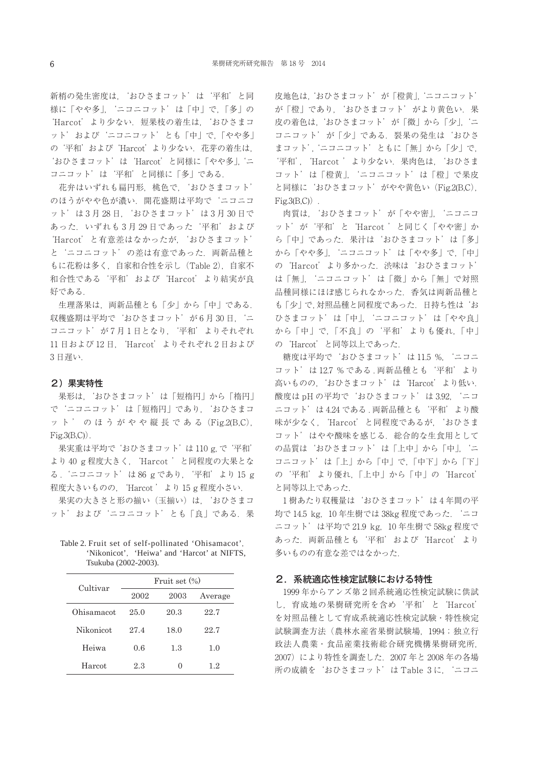新梢の発生密度は，‘おひさまコット’は‘平和’と同様に「やや多」，‘ニコニコット’は「中」で，「多」の‘Harcot’より少ない．短果枝の着生は，‘おひさまコット’および‘ニコニコット’とも「中」で，「やや多」の‘平和’および‘Harcot’より少ない．花芽の着生は，‘おひさまコット’は‘Harcot’と同様に「やや多」，‘ニコニコット’は‘平和’と同様に「多」である．

花弁はいずれも扁円形，桃色で，‘おひさまコット’のほうがやや色が濃い．開花盛期は平均で‘ニコニコット’は3月28日，‘おひさまコット’は3月30日であった．いずれも3月29日であった‘平和’および‘Harcot’と有意差はなかったが，‘おひさまコット’と‘ニコニコット’の差は有意であった．両新品種ともに花粉は多く，自家和合性を示し（Table 2），自家不和合性である‘平和’および‘Harcot’より結実が良好である．

生理落果は，両新品種とも「少」から「中」である．収穫盛期は平均で‘おひさまコット’が6月30日，‘ニコニコット’が7月1日となり，‘平和’よりそれぞれ11日および12日，‘Harcot’よりそれぞれ2日および3日遅い．

### 2）果実特性

果形は，‘おひさまコット’は「短楕円」から「楕円」で‘ニコニコット’は「短楕円」であり，‘おひさまコット’のほうがやや縦長である（Fig.2(B,C)，Fig.3(B,C)）．

果実重は平均で‘おひさまコット’は110 g，で‘平和’より40 g程度大きく，‘Harcot’と同程度の大果となる．‘ニコニコット’は86 gであり，‘平和’より15 g程度大きいものの，‘Harcot’より15 g程度小さい．

果実の大きさと形の揃い（玉揃い）は，‘おひさまコット’および‘ニコニコット’とも「良」である．果皮地色は，‘おひさまコット’が「橙黄」，‘ニコニコット’が「橙」であり，‘おひさまコット’がより黄色い．果皮の着色は，‘おひさまコット’が「微」から「少」，‘ニコニコット’が「少」である．裂果の発生は‘おひさまコット’，‘ニコニコット’ともに「無」から「少」で，‘平和’，‘Harcot’より少ない．果肉色は，‘おひさまコット’は「橙黄」，‘ニコニコット’は「橙」で果皮と同様に‘おひさまコット’がやや黄色い（Fig.2(B,C)，Fig.3(B,C)）．

肉質は，‘おひさまコット’が「やや密」，‘ニコニコット’が‘平和’と‘Harcot’と同じく「やや密」から「中」であった．果汁は‘おひさまコット’は「多」から「やや多」，‘ニコニコット’は「やや多」で，「中」の‘Harcot’より多かった．渋味は‘おひさまコット’は「無」，‘ニコニコット’は「微」から「無」で対照品種同様にほぼ感じられなかった．香気は両新品種とも「少」で，対照品種と同程度であった．日持ち性は‘おひさまコット’は「中」，‘ニコニコット’は「やや良」から「中」で，「不良」の‘平和’よりも優れ，「中」の‘Harcot’と同等以上であった．

糖度は平均で‘おひさまコット’は11.5 %，‘ニコニコット’は12.7 %である．両新品種とも‘平和’より高いものの，‘おひさまコット’は‘Harcot’より低い．酸度はpHの平均で‘おひさまコット’は3.92，‘ニコニコット’は4.24である．両新品種とも‘平和’より酸味が少なく，‘Harcot’と同程度であるが，‘おひさまコット’はやや酸味を感じる．総合的な生食用としての品質は‘おひさまコット’は「上中」から「中」，‘ニコニコット’は「上」から「中」で，「中下」から「下」の‘平和’より優れ，「上中」から「中」の‘Harcot’と同等以上であった．

1樹あたり収穫量は‘おひさまコット’は4年間の平均で14.5 kg，10年生樹では38kg程度であった．‘ニコニコット’は平均で21.9 kg，10年生樹で58kg程度であった．両新品種とも‘平和’および‘Harcot’より多いものの有意な差ではなかった．

Table 2. Fruit set of self-pollinated ‘Ohisamacot’, ‘Nikonicot’, ‘Heiwa’ and ‘Harcot’ at NIFTS, Tsukuba (2002-2003).

| Cultivar | Fruit set (%) | | |
|---|---|---|---|
| | 2002 | 2003 | Average |
| Ohisamacot | 25.0 | 20.3 | 22.7 |
| Nikonicot | 27.4 | 18.0 | 22.7 |
| Heiwa | 0.6 | 1.3 | 1.0 |
| Harcot | 2.3 | 0 | 1.2 |

## 2．系統適応性検定試験における特性

1999年からアンズ第2回系統適応性検定試験に供試し，育成地の果樹研究所を含め‘平和’と‘Harcot’を対照品種として育成系統適応性検定試験・特性検定試験調査方法（農林水産省果樹試験場，1994；独立行政法人農業・食品産業技術総合研究機構果樹研究所，2007）により特性を調査した．2007年と2008年の各場所の成績を‘おひさまコット’はTable 3に，‘ニコニ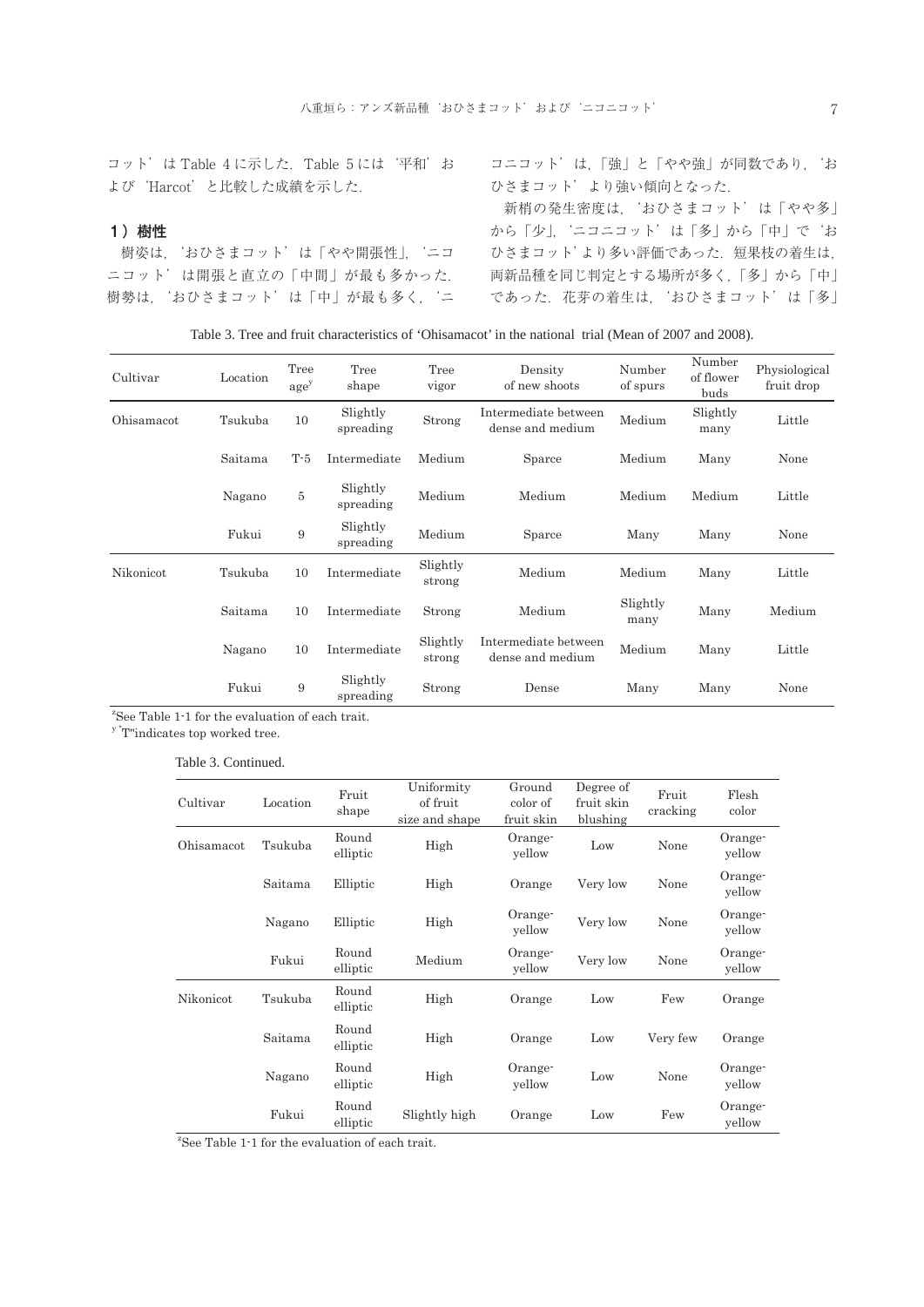コット’は Table 4 に示した．Table 5 には‘平和’および‘Harcot’と比較した成績を示した．

### 1）樹性

樹姿は，‘おひさまコット’は「やや開張性」，‘ニコニコット’は開張と直立の「中間」が最も多かった．樹勢は，‘おひさまコット’は「中」が最も多く，‘ニコニコット’は，「強」と「やや強」が同数であり，‘おひさまコット’より強い傾向となった．

新梢の発生密度は，‘おひさまコット’は「やや多」から「少」，‘ニコニコット’は「多」から「中」で‘おひさまコット’より多い評価であった．短果枝の着生は，両新品種を同じ判定とする場所が多く，「多」から「中」であった．花芽の着生は，‘おひさまコット’は「多」

Table 3. Tree and fruit characteristics of ‘Ohisamacot’ in the national trial (Mean of 2007 and 2008).

| Cultivar | Location | Tree age[y] | Tree shape | Tree vigor | Density of new shoots | Number of spurs | Number of flower buds | Physiological fruit drop |
|---|---|---|---|---|---|---|---|---|
| Ohisamacot | Tsukuba | 10 | Slightly spreading | Strong | Intermediate between dense and medium | Medium | Slightly many | Little |
| | Saitama | T-5 | Intermediate | Medium | Sparce | Medium | Many | None |
| | Nagano | 5 | Slightly spreading | Medium | Medium | Medium | Medium | Little |
| | Fukui | 9 | Slightly spreading | Medium | Sparce | Many | Many | None |
| Nikonicot | Tsukuba | 10 | Intermediate | Slightly strong | Medium | Medium | Many | Little |
| | Saitama | 10 | Intermediate | Strong | Medium | Slightly many | Many | Medium |
| | Nagano | 10 | Intermediate | Slightly strong | Intermediate between dense and medium | Medium | Many | Little |
| | Fukui | 9 | Slightly spreading | Strong | Dense | Many | Many | None |

[z]See Table 1-1 for the evaluation of each trait.
[y]"T"indicates top worked tree.

Table 3. Continued.

| Cultivar | Location | Fruit shape | Uniformity of fruit size and shape | Ground color of fruit skin | Degree of fruit skin blushing | Fruit cracking | Flesh color |
|---|---|---|---|---|---|---|---|
| Ohisamacot | Tsukuba | Round elliptic | High | Orange-yellow | Low | None | Orange-yellow |
| | Saitama | Elliptic | High | Orange | Very low | None | Orange-yellow |
| | Nagano | Elliptic | High | Orange-yellow | Very low | None | Orange-yellow |
| | Fukui | Round elliptic | Medium | Orange-yellow | Very low | None | Orange-yellow |
| Nikonicot | Tsukuba | Round elliptic | High | Orange | Low | Few | Orange |
| | Saitama | Round elliptic | High | Orange | Low | Very few | Orange |
| | Nagano | Round elliptic | High | Orange-yellow | Low | None | Orange-yellow |
| | Fukui | Round elliptic | Slightly high | Orange | Low | Few | Orange-yellow |

[z]See Table 1-1 for the evaluation of each trait.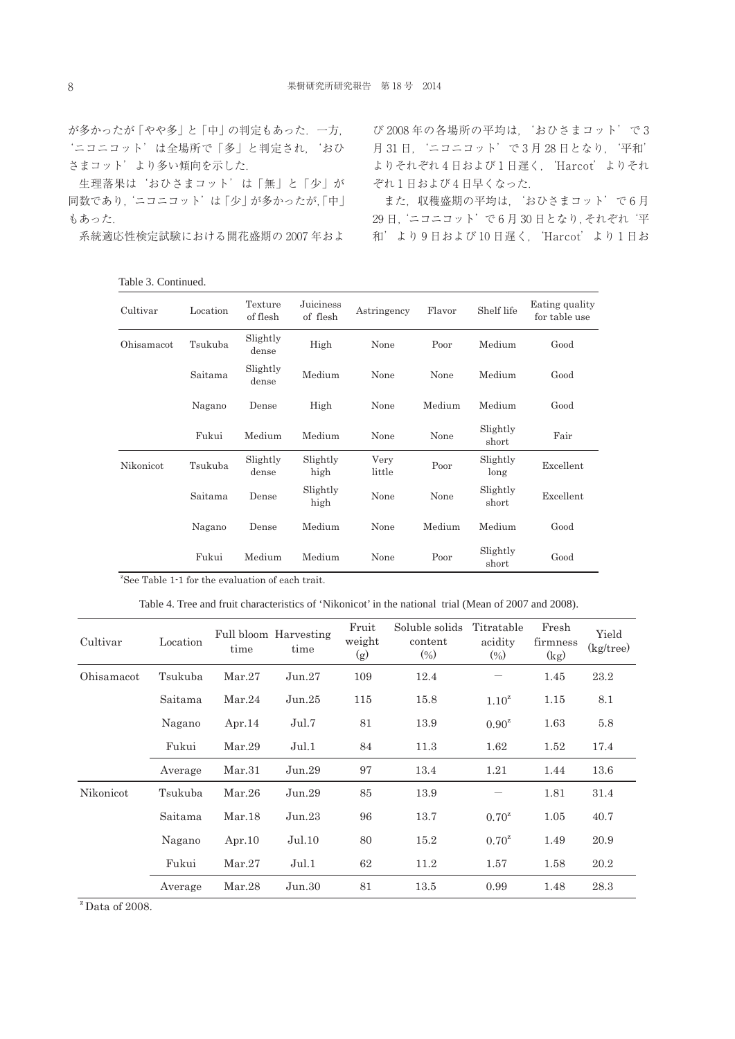が多かったが「やや多」と「中」の判定もあった．一方，'ニコニコット' は全場所で「多」と判定され，'おひさまコット' より多い傾向を示した．

生理落果は 'おひさまコット' は「無」と「少」が同数であり，'ニコニコット' は「少」が多かったが,「中」もあった．

系統適応性検定試験における開花盛期の 2007 年および 2008 年の各場所の平均は，'おひさまコット' で 3 月 31 日，'ニコニコット' で 3 月 28 日となり，'平和' よりそれぞれ 4 日および 1 日遅く，'Harcot' よりそれぞれ 1 日および 4 日早くなった．

また，収穫盛期の平均は，'おひさまコット' で 6 月 29 日，'ニコニコット' で 6 月 30 日となり，それぞれ '平和' より 9 日および 10 日遅く，'Harcot' より 1 日お

Table 3. Continued.

| Cultivar | Location | Texture of flesh | Juiciness of flesh | Astringency | Flavor | Shelf life | Eating quality for table use |
|---|---|---|---|---|---|---|---|
| Ohisamacot | Tsukuba | Slightly dense | High | None | Poor | Medium | Good |
| | Saitama | Slightly dense | Medium | None | None | Medium | Good |
| | Nagano | Dense | High | None | Medium | Medium | Good |
| | Fukui | Medium | Medium | None | None | Slightly short | Fair |
| Nikonicot | Tsukuba | Slightly dense | Slightly high | Very little | Poor | Slightly long | Excellent |
| | Saitama | Dense | Slightly high | None | None | Slightly short | Excellent |
| | Nagano | Dense | Medium | None | Medium | Medium | Good |
| | Fukui | Medium | Medium | None | Poor | Slightly short | Good |

[z]See Table 1-1 for the evaluation of each trait.

Table 4. Tree and fruit characteristics of 'Nikonicot' in the national trial (Mean of 2007 and 2008).

| Cultivar | Location | Full bloom time | Harvesting time | Fruit weight (g) | Soluble solids content (%) | Titratable acidity (%) | Fresh firmness (kg) | Yield (kg/tree) |
|---|---|---|---|---|---|---|---|---|
| Ohisamacot | Tsukuba | Mar.27 | Jun.27 | 109 | 12.4 | — | 1.45 | 23.2 |
| | Saitama | Mar.24 | Jun.25 | 115 | 15.8 | 1.10[z] | 1.15 | 8.1 |
| | Nagano | Apr.14 | Jul.7 | 81 | 13.9 | 0.90[z] | 1.63 | 5.8 |
| | Fukui | Mar.29 | Jul.1 | 84 | 11.3 | 1.62 | 1.52 | 17.4 |
| | Average | Mar.31 | Jun.29 | 97 | 13.4 | 1.21 | 1.44 | 13.6 |
| Nikonicot | Tsukuba | Mar.26 | Jun.29 | 85 | 13.9 | — | 1.81 | 31.4 |
| | Saitama | Mar.18 | Jun.23 | 96 | 13.7 | 0.70[z] | 1.05 | 40.7 |
| | Nagano | Apr.10 | Jul.10 | 80 | 15.2 | 0.70[z] | 1.49 | 20.9 |
| | Fukui | Mar.27 | Jul.1 | 62 | 11.2 | 1.57 | 1.58 | 20.2 |
| | Average | Mar.28 | Jun.30 | 81 | 13.5 | 0.99 | 1.48 | 28.3 |

[z] Data of 2008.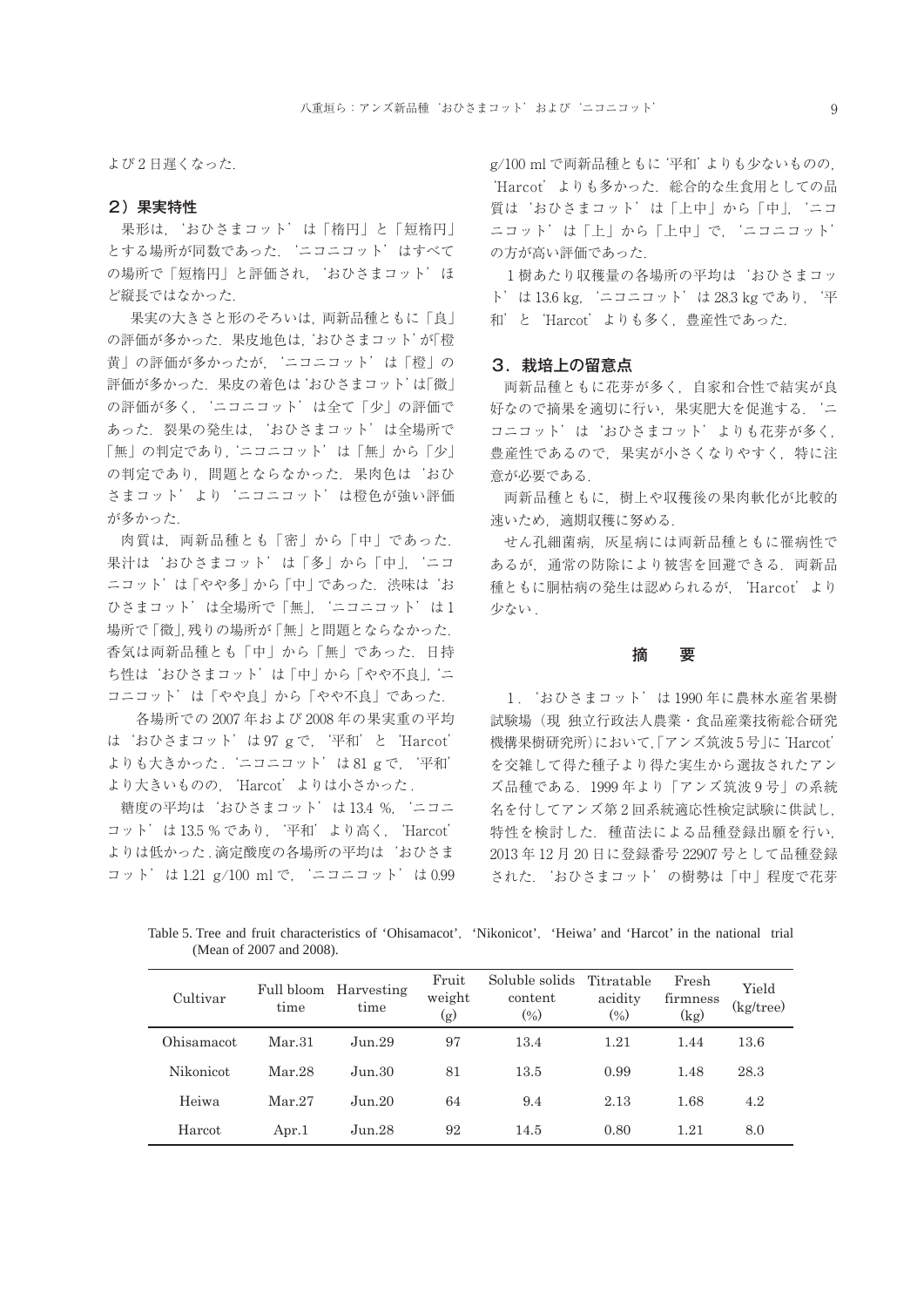よび2日遅くなった.

### 2）果実特性

果形は，'おひさまコット'は「楕円」と「短楕円」とする場所が同数であった．'ニコニコット'はすべての場所で「短楕円」と評価され，'おひさまコット'ほど縦長ではなかった.

果実の大きさと形のそろいは，両新品種ともに「良」の評価が多かった．果皮地色は，'おひさまコット'が「橙黄」の評価が多かったが，'ニコニコット'は「橙」の評価が多かった．果皮の着色は'おひさまコット'は「微」の評価が多く，'ニコニコット'は全て「少」の評価であった．裂果の発生は，'おひさまコット'は全場所で「無」の判定であり，'ニコニコット'は「無」から「少」の判定であり，問題とならなかった．果肉色は'おひさまコット'より'ニコニコット'は橙色が強い評価が多かった.

肉質は，両新品種とも「密」から「中」であった．果汁は'おひさまコット'は「多」から「中」，'ニコニコット'は「やや多」から「中」であった．渋味は'おひさまコット'は全場所で「無」，'ニコニコット'は1場所で「微」，残りの場所が「無」と問題とならなかった．香気は両新品種とも「中」から「無」であった．日持ち性は'おひさまコット'は「中」から「やや不良」，'ニコニコット'は「やや良」から「やや不良」であった.

各場所での2007年および2008年の果実重の平均は'おひさまコット'は97 gで，'平和'と'Harcot'よりも大きかった．'ニコニコット'は81 gで，'平和'より大きいものの，'Harcot'よりは小さかった.

糖度の平均は'おひさまコット'は13.4 %，'ニコニコット'は13.5 %であり，'平和'より高く，'Harcot'よりは低かった．滴定酸度の各場所の平均は'おひさまコット'は1.21 g/100 mlで，'ニコニコット'は0.99 g/100 mlで両新品種ともに'平和'よりも少ないものの，'Harcot'よりも多かった．総合的な生食用としての品質は'おひさまコット'は「上中」から「中」，'ニコニコット'は「上」から「上中」で，'ニコニコット'の方が高い評価であった.

1樹あたり収穫量の各場所の平均は'おひさまコット'は13.6 kg，'ニコニコット'は28.3 kgであり，'平和'と'Harcot'よりも多く，豊産性であった.

## 3．栽培上の留意点

両新品種ともに花芽が多く，自家和合性で結実が良好なので摘果を適切に行い，果実肥大を促進する．'ニコニコット'は'おひさまコット'よりも花芽が多く，豊産性であるので，果実が小さくなりやすく，特に注意が必要である.

両新品種ともに，樹上や収穫後の果肉軟化が比較的速いため，適期収穫に努める.

せん孔細菌病，灰星病には両新品種ともに罹病性であるが，通常の防除により被害を回避できる．両新品種ともに胴枯病の発生は認められるが，'Harcot'より少ない.

## 摘　要

1．'おひさまコット'は1990年に農林水産省果樹試験場（現 独立行政法人農業・食品産業技術総合研究機構果樹研究所）において，「アンズ筑波5号」に'Harcot'を交雑して得た種子より得た実生から選抜されたアンズ品種である．1999年より「アンズ筑波9号」の系統名を付してアンズ第2回系統適応性検定試験に供試し，特性を検討した．種苗法による品種登録出願を行い，2013年12月20日に登録番号22907号として品種登録された．'おひさまコット'の樹勢は「中」程度で花芽

Table 5. Tree and fruit characteristics of 'Ohisamacot', 'Nikonicot', 'Heiwa' and 'Harcot' in the national trial (Mean of 2007 and 2008).

| Cultivar | Full bloom time | Harvesting time | Fruit weight (g) | Soluble solids content (%) | Titratable acidity (%) | Fresh firmness (kg) | Yield (kg/tree) |
|---|---|---|---|---|---|---|---|
| Ohisamacot | Mar.31 | Jun.29 | 97 | 13.4 | 1.21 | 1.44 | 13.6 |
| Nikonicot | Mar.28 | Jun.30 | 81 | 13.5 | 0.99 | 1.48 | 28.3 |
| Heiwa | Mar.27 | Jun.20 | 64 | 9.4 | 2.13 | 1.68 | 4.2 |
| Harcot | Apr.1 | Jun.28 | 92 | 14.5 | 0.80 | 1.21 | 8.0 |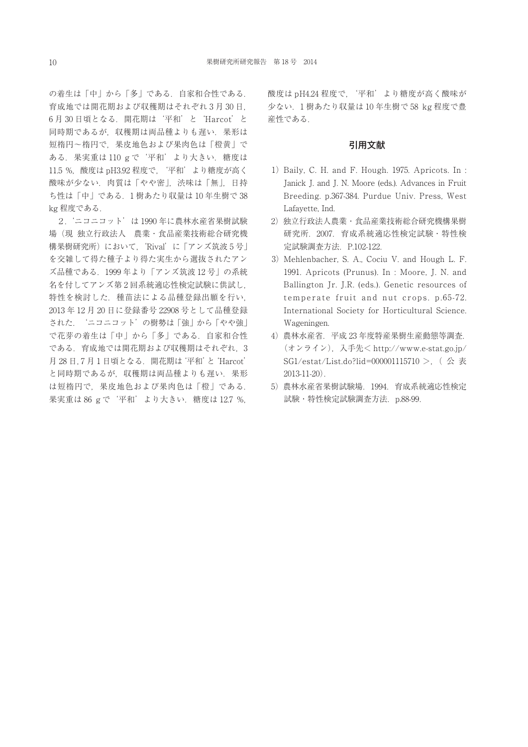の着生は「中」から「多」である．自家和合性である．育成地では開花期および収穫期はそれぞれ 3 月 30 日，6 月 30 日頃となる．開花期は‘平和’と‘Harcot’と同時期であるが，収穫期は両品種よりも遅い．果形は短楕円～楕円で，果皮地色および果肉色は「橙黄」である．果実重は 110 g で‘平和’より大きい．糖度は 11.5 %，酸度は pH3.92 程度で，‘平和’より糖度が高く酸味が少ない．肉質は「やや密」，渋味は「無」，日持ち性は「中」である．1 樹あたり収量は 10 年生樹で 38 kg 程度である．

2．‘ニコニコット’は 1990 年に農林水産省果樹試験場（現 独立行政法人 農業・食品産業技術総合研究機構果樹研究所）において，‘Rival’に「アンズ筑波 5 号」を交雑して得た種子より得た実生から選抜されたアンズ品種である．1999 年より「アンズ筑波 12 号」の系統名を付してアンズ第 2 回系統適応性検定試験に供試し，特性を検討した．種苗法による品種登録出願を行い，2013 年 12 月 20 日に登録番号 22908 号として品種登録された．‘ニコニコット’の樹勢は「強」から「やや強」で花芽の着生は「中」から「多」である．自家和合性である．育成地では開花期および収穫期はそれぞれ，3 月 28 日，7 月 1 日頃となる．開花期は‘平和’と‘Harcot’と同時期であるが，収穫期は両品種よりも遅い．果形は短楕円で，果皮地色および果肉色は「橙」である．果実重は 86 g で‘平和’より大きい．糖度は 12.7 %，酸度は pH4.24 程度で，‘平和’より糖度が高く酸味が少ない．1 樹あたり収量は 10 年生樹で 58 kg 程度で豊産性である．

## 引用文献

1）Baily, C. H. and F. Hough. 1975. Apricots. In : Janick J. and J. N. Moore (eds.). Advances in Fruit Breeding. p.367-384. Purdue Univ. Press, West Lafayette, Ind.

2）独立行政法人農業・食品産業技術総合研究機構果樹研究所．2007．育成系統適応性検定試験・特性検定試験調査方法．P.102-122.

3）Mehlenbacher, S. A., Cociu V. and Hough L. F. 1991. Apricots (Prunus). In : Moore, J. N. and Ballington Jr. J.R. (eds.). Genetic resources of temperate fruit and nut crops. p.65-72. International Society for Horticultural Science. Wageningen.

4）農林水産省．平成 23 年度特産果樹生産動態等調査．（オンライン），入手先＜ http://www.e-stat.go.jp/SG1/estat/List.do?lid=000001115710 ＞，（公表 2013-11-20）.

5）農林水産省果樹試験場．1994．育成系統適応性検定試験・特性検定試験調査方法．p.88-99.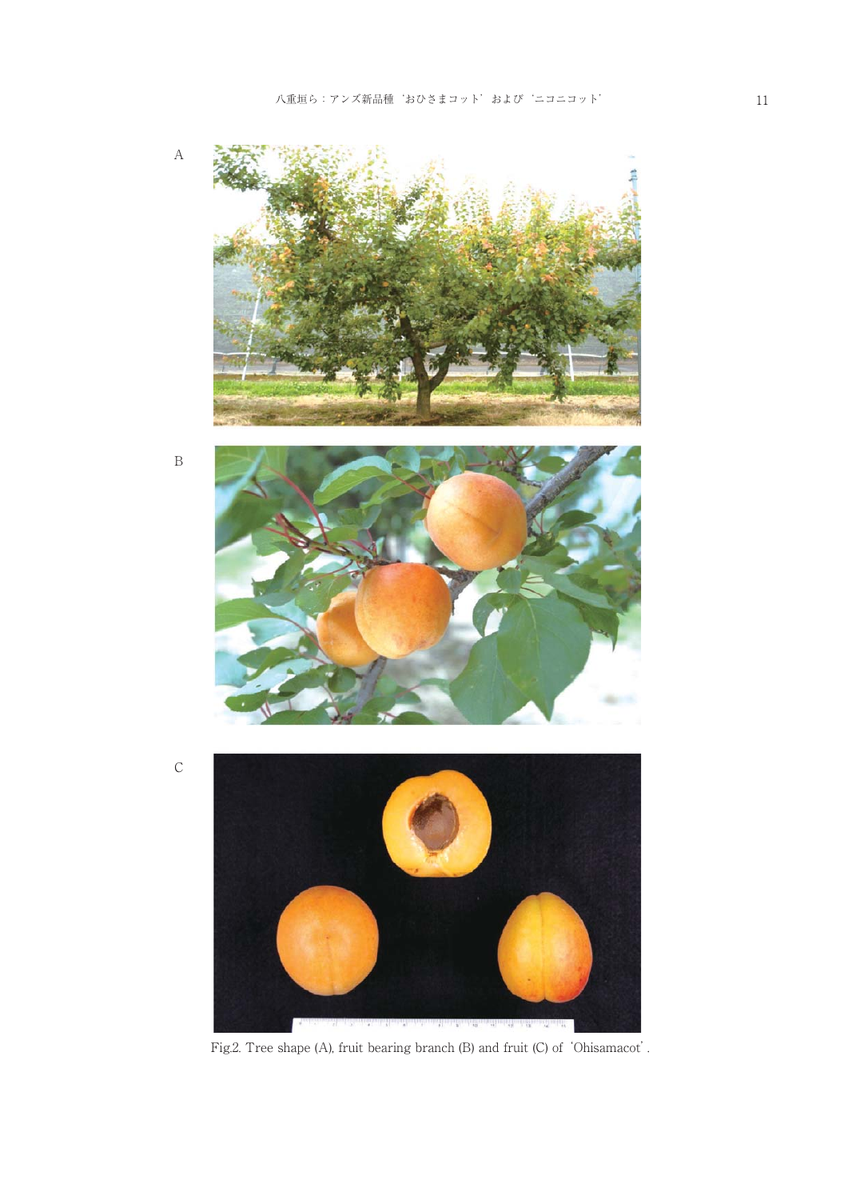A

B

C

Fig.2. Tree shape (A), fruit bearing branch (B) and fruit (C) of 'Ohisamacot'.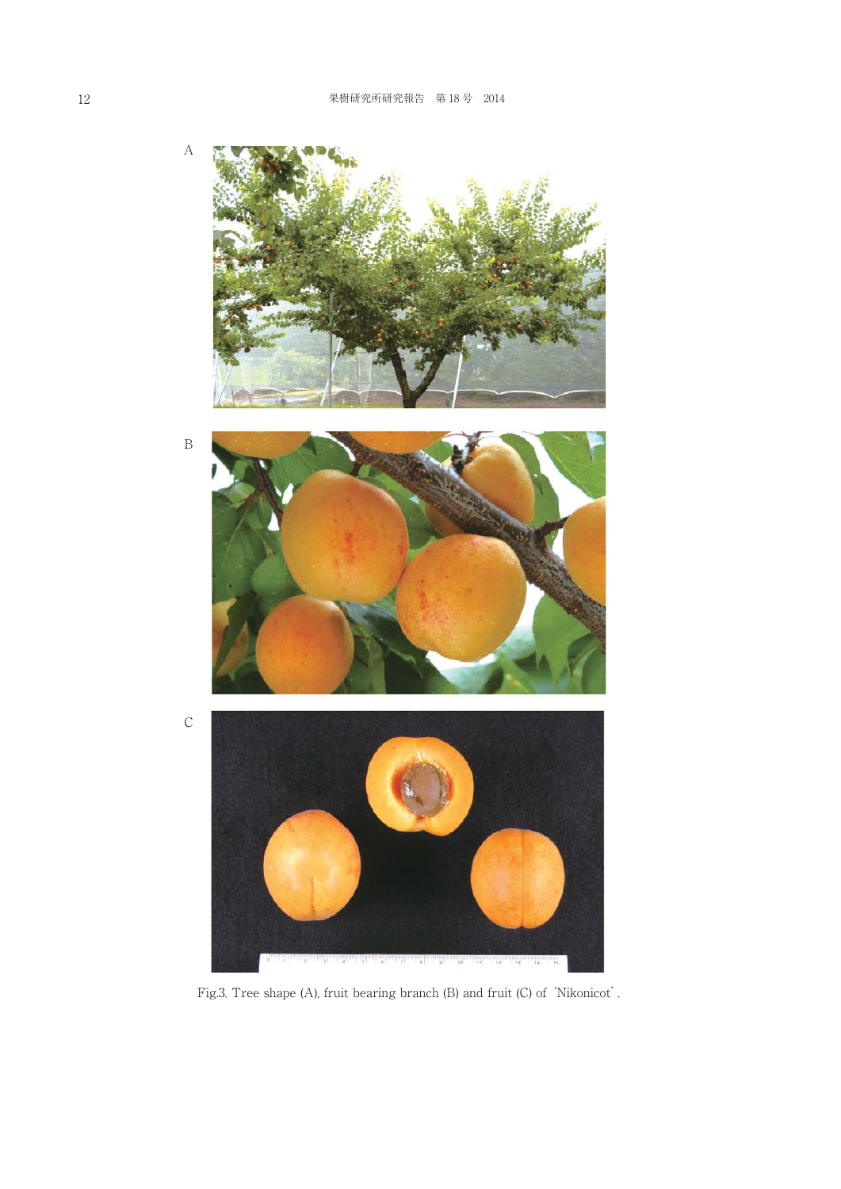A

B

C

Fig.3. Tree shape (A), fruit bearing branch (B) and fruit (C) of 'Nikonicot'.